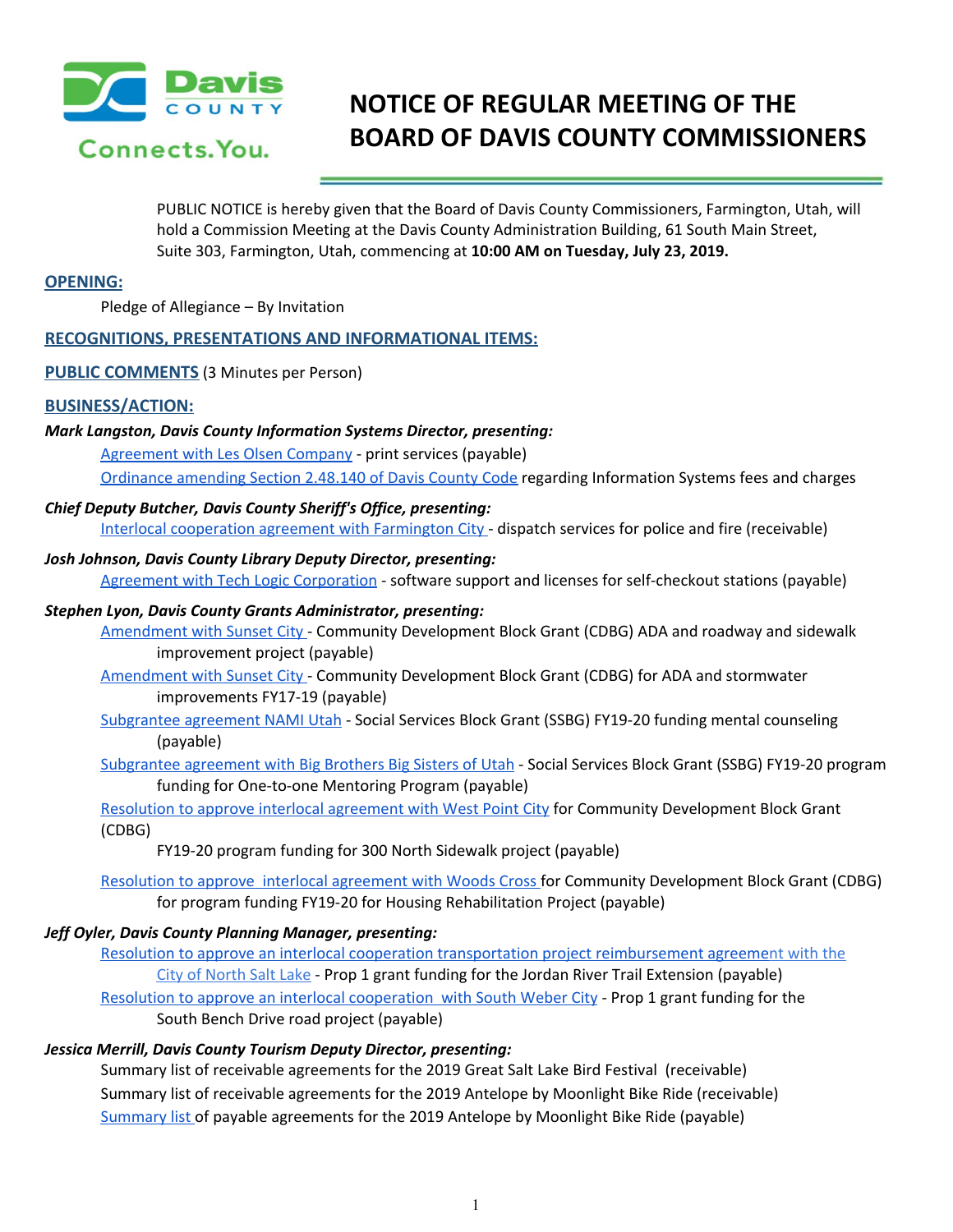# NOTICE OF REGULAR MEETING OF THE BOARD OF DAVIS COUNTY COMMISSIONERS

PUBLIC NOTICE is hereby given that the Board of Davis County Commissioners, Farmington, Utah, will hold a Commission Meeting at the Davis County Administration Building, 61 South Main Street, Suite 303, Farmington, Utah, commencing at **10:00 AM on Tuesday, July 23, 2019.**

## OPENING:

Pledge of Allegiance – By Invitation

## RECOGNITIONS, PRESENTATIONS AND INFORMATIONAL ITEMS:

## PUBLIC COMMENTS (3 Minutes per Person)

## BUSINESS/ACTION:

***Mark Langston, Davis County Information Systems Director, presenting:***

- Agreement with Les Olsen Company - print services (payable)
- Ordinance amending Section 2.48.140 of Davis County Code regarding Information Systems fees and charges

***Chief Deputy Butcher, Davis County Sheriff's Office, presenting:***

- Interlocal cooperation agreement with Farmington City - dispatch services for police and fire (receivable)

***Josh Johnson, Davis County Library Deputy Director, presenting:***

- Agreement with Tech Logic Corporation - software support and licenses for self-checkout stations (payable)

***Stephen Lyon, Davis County Grants Administrator, presenting:***

- Amendment with Sunset City - Community Development Block Grant (CDBG) ADA and roadway and sidewalk improvement project (payable)
- Amendment with Sunset City - Community Development Block Grant (CDBG) for ADA and stormwater improvements FY17-19 (payable)
- Subgrantee agreement NAMI Utah - Social Services Block Grant (SSBG) FY19-20 funding mental counseling (payable)
- Subgrantee agreement with Big Brothers Big Sisters of Utah - Social Services Block Grant (SSBG) FY19-20 program funding for One-to-one Mentoring Program (payable)
- Resolution to approve interlocal agreement with West Point City for Community Development Block Grant (CDBG) FY19-20 program funding for 300 North Sidewalk project (payable)
- Resolution to approve interlocal agreement with Woods Cross for Community Development Block Grant (CDBG) for program funding FY19-20 for Housing Rehabilitation Project (payable)

***Jeff Oyler, Davis County Planning Manager, presenting:***

- Resolution to approve an interlocal cooperation transportation project reimbursement agreement with the City of North Salt Lake - Prop 1 grant funding for the Jordan River Trail Extension (payable)
- Resolution to approve an interlocal cooperation with South Weber City - Prop 1 grant funding for the South Bench Drive road project (payable)

***Jessica Merrill, Davis County Tourism Deputy Director, presenting:***

- Summary list of receivable agreements for the 2019 Great Salt Lake Bird Festival (receivable)
- Summary list of receivable agreements for the 2019 Antelope by Moonlight Bike Ride (receivable)
- Summary list of payable agreements for the 2019 Antelope by Moonlight Bike Ride (payable)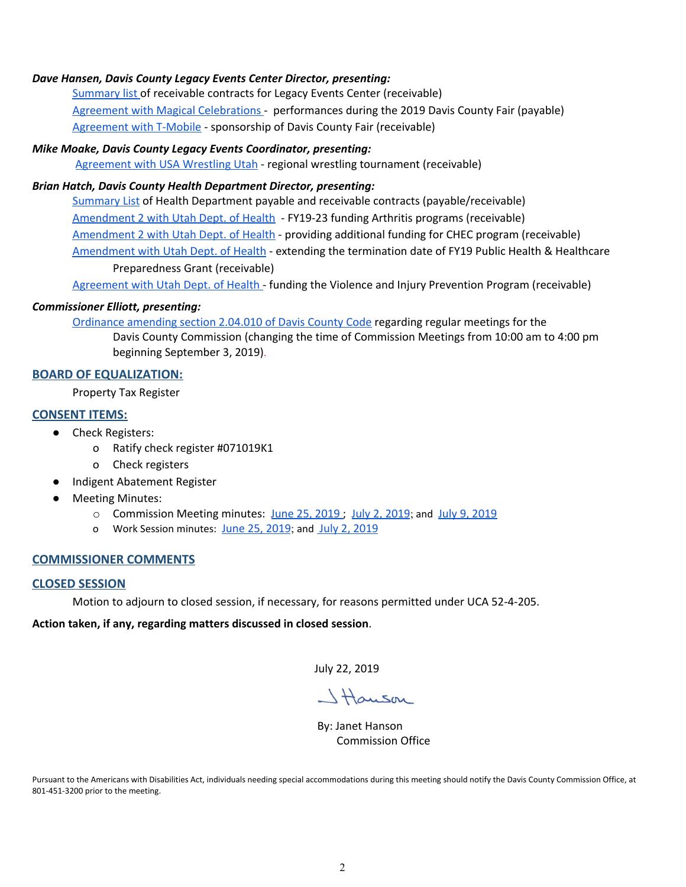***Dave Hansen, Davis County Legacy Events Center Director, presenting:***

Summary list of receivable contracts for Legacy Events Center (receivable)

Agreement with Magical Celebrations - performances during the 2019 Davis County Fair (payable)

Agreement with T-Mobile - sponsorship of Davis County Fair (receivable)

***Mike Moake, Davis County Legacy Events Coordinator, presenting:***

Agreement with USA Wrestling Utah - regional wrestling tournament (receivable)

***Brian Hatch, Davis County Health Department Director, presenting:***

Summary List of Health Department payable and receivable contracts (payable/receivable)

Amendment 2 with Utah Dept. of Health - FY19-23 funding Arthritis programs (receivable)

Amendment 2 with Utah Dept. of Health - providing additional funding for CHEC program (receivable)

Amendment with Utah Dept. of Health - extending the termination date of FY19 Public Health & Healthcare Preparedness Grant (receivable)

Agreement with Utah Dept. of Health - funding the Violence and Injury Prevention Program (receivable)

***Commissioner Elliott, presenting:***

Ordinance amending section 2.04.010 of Davis County Code regarding regular meetings for the Davis County Commission (changing the time of Commission Meetings from 10:00 am to 4:00 pm beginning September 3, 2019).

## BOARD OF EQUALIZATION:

Property Tax Register

## CONSENT ITEMS:

- Check Registers:
  - Ratify check register #071019K1
  - Check registers
- Indigent Abatement Register
- Meeting Minutes:
  - Commission Meeting minutes: June 25, 2019 ; July 2, 2019; and July 9, 2019
  - Work Session minutes: June 25, 2019; and July 2, 2019

## COMMISSIONER COMMENTS

## CLOSED SESSION

Motion to adjourn to closed session, if necessary, for reasons permitted under UCA 52-4-205.

**Action taken, if any, regarding matters discussed in closed session**.

July 22, 2019

J Hanson

By: Janet Hanson
Commission Office

Pursuant to the Americans with Disabilities Act, individuals needing special accommodations during this meeting should notify the Davis County Commission Office, at 801-451-3200 prior to the meeting.